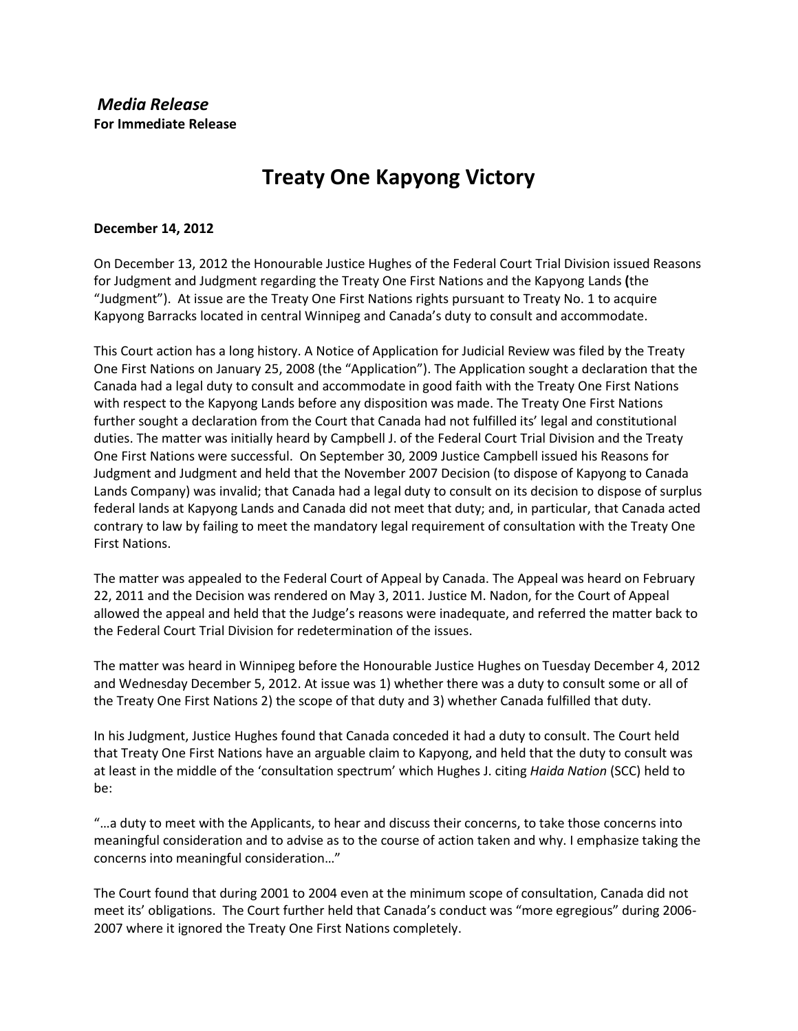*Media Release*
**For Immediate Release**

# Treaty One Kapyong Victory

**December 14, 2012**

On December 13, 2012 the Honourable Justice Hughes of the Federal Court Trial Division issued Reasons for Judgment and Judgment regarding the Treaty One First Nations and the Kapyong Lands **(**the "Judgment"). At issue are the Treaty One First Nations rights pursuant to Treaty No. 1 to acquire Kapyong Barracks located in central Winnipeg and Canada's duty to consult and accommodate.

This Court action has a long history. A Notice of Application for Judicial Review was filed by the Treaty One First Nations on January 25, 2008 (the "Application"). The Application sought a declaration that the Canada had a legal duty to consult and accommodate in good faith with the Treaty One First Nations with respect to the Kapyong Lands before any disposition was made. The Treaty One First Nations further sought a declaration from the Court that Canada had not fulfilled its' legal and constitutional duties. The matter was initially heard by Campbell J. of the Federal Court Trial Division and the Treaty One First Nations were successful. On September 30, 2009 Justice Campbell issued his Reasons for Judgment and Judgment and held that the November 2007 Decision (to dispose of Kapyong to Canada Lands Company) was invalid; that Canada had a legal duty to consult on its decision to dispose of surplus federal lands at Kapyong Lands and Canada did not meet that duty; and, in particular, that Canada acted contrary to law by failing to meet the mandatory legal requirement of consultation with the Treaty One First Nations.

The matter was appealed to the Federal Court of Appeal by Canada. The Appeal was heard on February 22, 2011 and the Decision was rendered on May 3, 2011. Justice M. Nadon, for the Court of Appeal allowed the appeal and held that the Judge's reasons were inadequate, and referred the matter back to the Federal Court Trial Division for redetermination of the issues.

The matter was heard in Winnipeg before the Honourable Justice Hughes on Tuesday December 4, 2012 and Wednesday December 5, 2012. At issue was 1) whether there was a duty to consult some or all of the Treaty One First Nations 2) the scope of that duty and 3) whether Canada fulfilled that duty.

In his Judgment, Justice Hughes found that Canada conceded it had a duty to consult. The Court held that Treaty One First Nations have an arguable claim to Kapyong, and held that the duty to consult was at least in the middle of the 'consultation spectrum' which Hughes J. citing *Haida Nation* (SCC) held to be:

"…a duty to meet with the Applicants, to hear and discuss their concerns, to take those concerns into meaningful consideration and to advise as to the course of action taken and why. I emphasize taking the concerns into meaningful consideration…"

The Court found that during 2001 to 2004 even at the minimum scope of consultation, Canada did not meet its' obligations. The Court further held that Canada's conduct was "more egregious" during 2006-2007 where it ignored the Treaty One First Nations completely.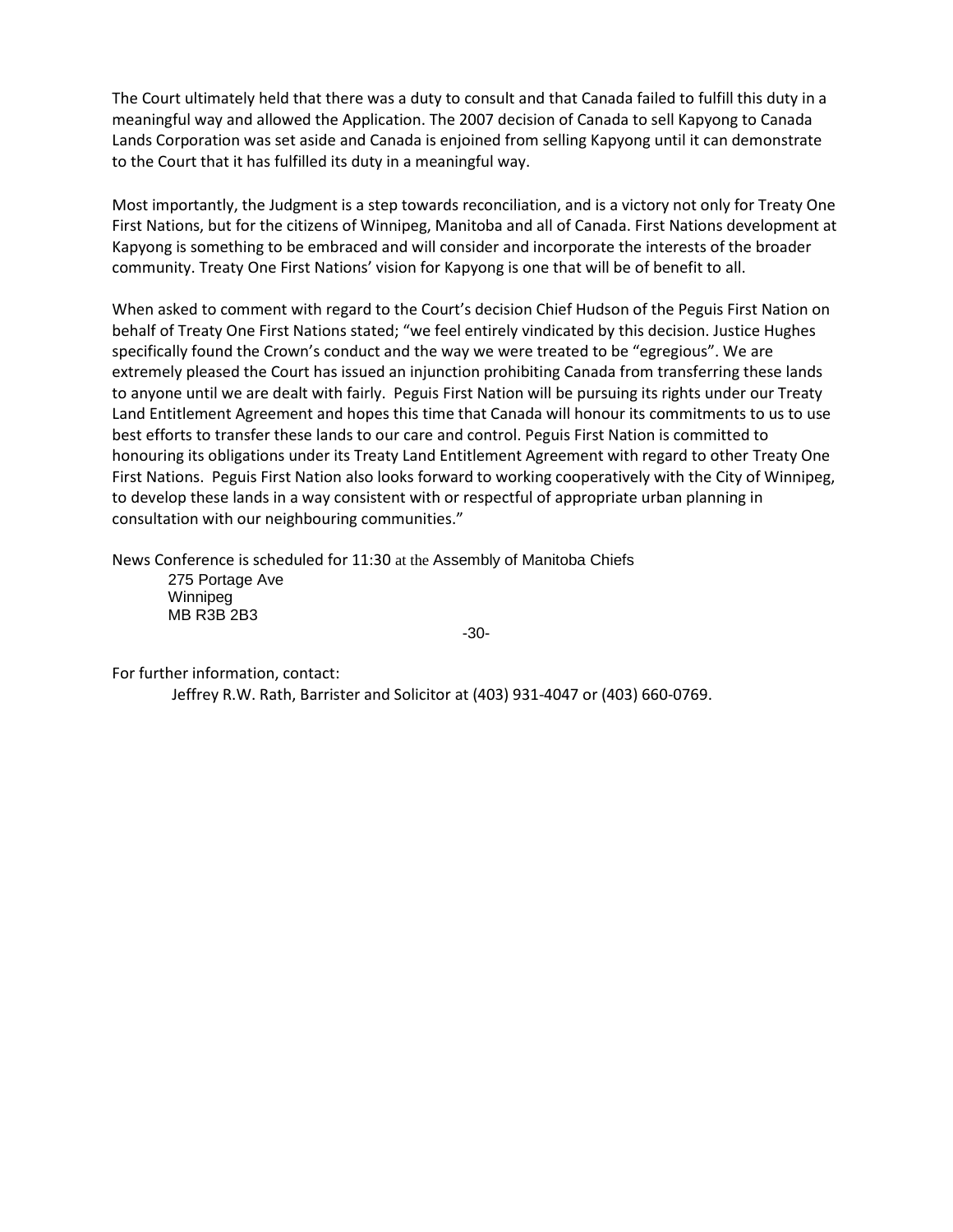The Court ultimately held that there was a duty to consult and that Canada failed to fulfill this duty in a meaningful way and allowed the Application. The 2007 decision of Canada to sell Kapyong to Canada Lands Corporation was set aside and Canada is enjoined from selling Kapyong until it can demonstrate to the Court that it has fulfilled its duty in a meaningful way.

Most importantly, the Judgment is a step towards reconciliation, and is a victory not only for Treaty One First Nations, but for the citizens of Winnipeg, Manitoba and all of Canada. First Nations development at Kapyong is something to be embraced and will consider and incorporate the interests of the broader community. Treaty One First Nations' vision for Kapyong is one that will be of benefit to all.

When asked to comment with regard to the Court's decision Chief Hudson of the Peguis First Nation on behalf of Treaty One First Nations stated; "we feel entirely vindicated by this decision. Justice Hughes specifically found the Crown's conduct and the way we were treated to be "egregious". We are extremely pleased the Court has issued an injunction prohibiting Canada from transferring these lands to anyone until we are dealt with fairly. Peguis First Nation will be pursuing its rights under our Treaty Land Entitlement Agreement and hopes this time that Canada will honour its commitments to us to use best efforts to transfer these lands to our care and control. Peguis First Nation is committed to honouring its obligations under its Treaty Land Entitlement Agreement with regard to other Treaty One First Nations. Peguis First Nation also looks forward to working cooperatively with the City of Winnipeg, to develop these lands in a way consistent with or respectful of appropriate urban planning in consultation with our neighbouring communities."

News Conference is scheduled for 11:30 at the Assembly of Manitoba Chiefs
275 Portage Ave
Winnipeg
MB R3B 2B3

-30-

For further information, contact:
Jeffrey R.W. Rath, Barrister and Solicitor at (403) 931-4047 or (403) 660-0769.